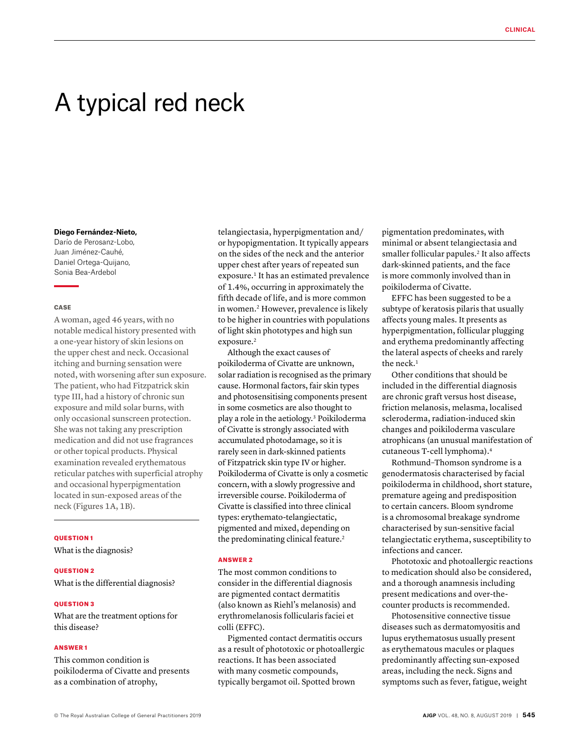# A typical red neck

**Diego Fernández-Nieto,** Darío de Perosanz-Lobo, Juan Jiménez-Cauhé, Daniel Ortega-Quijano, Sonia Bea-Ardebol

## CASE

A woman, aged 46 years, with no notable medical history presented with a one-year history of skin lesions on the upper chest and neck. Occasional itching and burning sensation were noted, with worsening after sun exposure. The patient, who had Fitzpatrick skin type III, had a history of chronic sun exposure and mild solar burns, with only occasional sunscreen protection. She was not taking any prescription medication and did not use fragrances or other topical products. Physical examination revealed erythematous reticular patches with superficial atrophy and occasional hyperpigmentation located in sun-exposed areas of the neck (Figures 1A, 1B).

## QUESTION 1

What is the diagnosis?

## QUESTION 2

What is the differential diagnosis?

## QUESTION 3

What are the treatment options for this disease?

## ANSWER 1

This common condition is poikiloderma of Civatte and presents as a combination of atrophy, telangiectasia, hyperpigmentation and/or hypopigmentation. It typically appears on the sides of the neck and the anterior upper chest after years of repeated sun exposure.[1] It has an estimated prevalence of 1.4%, occurring in approximately the fifth decade of life, and is more common in women.[2] However, prevalence is likely to be higher in countries with populations of light skin phototypes and high sun exposure.[2]

Although the exact causes of poikiloderma of Civatte are unknown, solar radiation is recognised as the primary cause. Hormonal factors, fair skin types and photosensitising components present in some cosmetics are also thought to play a role in the aetiology.[3] Poikiloderma of Civatte is strongly associated with accumulated photodamage, so it is rarely seen in dark-skinned patients of Fitzpatrick skin type IV or higher. Poikiloderma of Civatte is only a cosmetic concern, with a slowly progressive and irreversible course. Poikiloderma of Civatte is classified into three clinical types: erythemato-telangiectatic, pigmented and mixed, depending on the predominating clinical feature.[2]

## ANSWER 2

The most common conditions to consider in the differential diagnosis are pigmented contact dermatitis (also known as Riehl's melanosis) and erythromelanosis follicularis faciei et colli (EFFC).

Pigmented contact dermatitis occurs as a result of phototoxic or photoallergic reactions. It has been associated with many cosmetic compounds, typically bergamot oil. Spotted brown pigmentation predominates, with minimal or absent telangiectasia and smaller follicular papules.[2] It also affects dark-skinned patients, and the face is more commonly involved than in poikiloderma of Civatte.

EFFC has been suggested to be a subtype of keratosis pilaris that usually affects young males. It presents as hyperpigmentation, follicular plugging and erythema predominantly affecting the lateral aspects of cheeks and rarely the neck.[1]

Other conditions that should be included in the differential diagnosis are chronic graft versus host disease, friction melanosis, melasma, localised scleroderma, radiation-induced skin changes and poikiloderma vasculare atrophicans (an unusual manifestation of cutaneous T-cell lymphoma).[4]

Rothmund–Thomson syndrome is a genodermatosis characterised by facial poikiloderma in childhood, short stature, premature ageing and predisposition to certain cancers. Bloom syndrome is a chromosomal breakage syndrome characterised by sun-sensitive facial telangiectatic erythema, susceptibility to infections and cancer.

Phototoxic and photoallergic reactions to medication should also be considered, and a thorough anamnesis including present medications and over-the-counter products is recommended.

Photosensitive connective tissue diseases such as dermatomyositis and lupus erythematosus usually present as erythematous macules or plaques predominantly affecting sun-exposed areas, including the neck. Signs and symptoms such as fever, fatigue, weight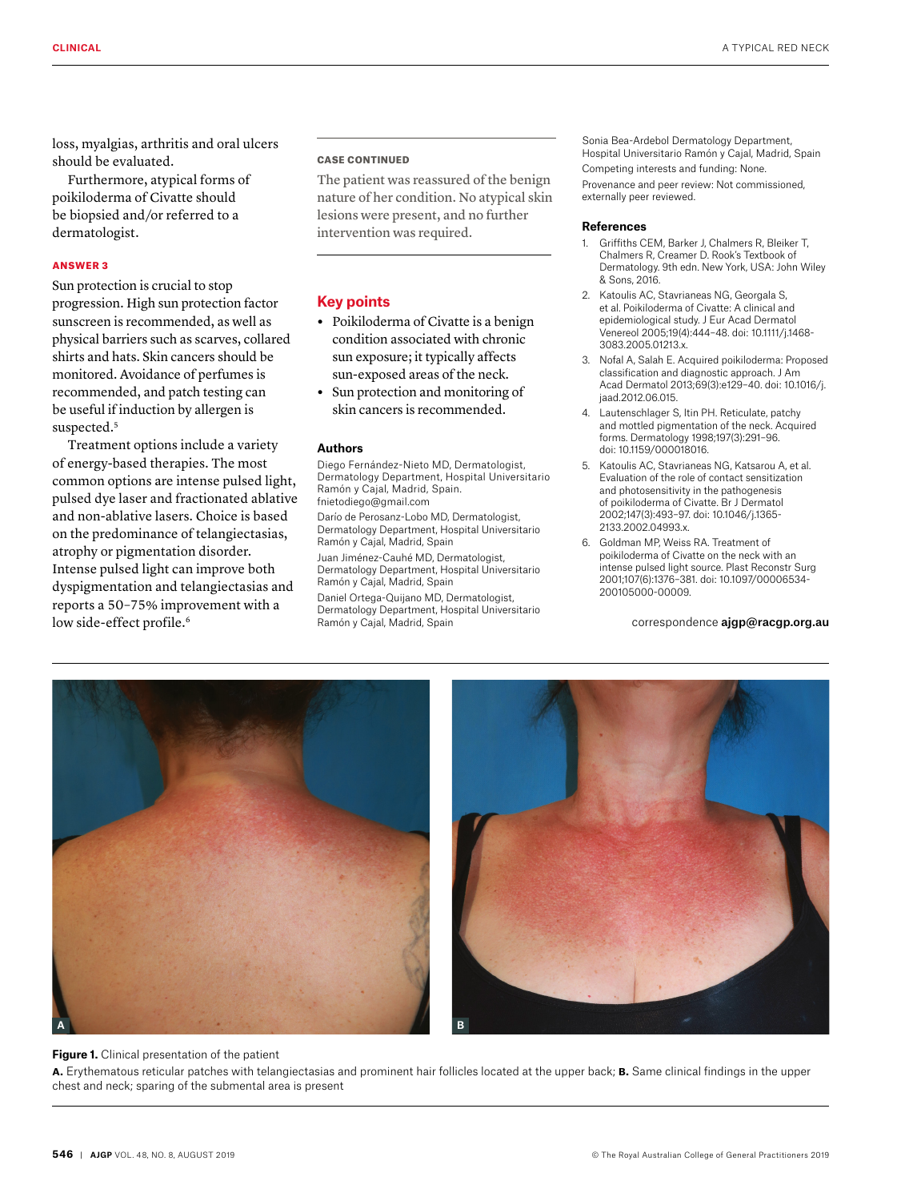loss, myalgias, arthritis and oral ulcers should be evaluated.

Furthermore, atypical forms of poikiloderma of Civatte should be biopsied and/or referred to a dermatologist.

#### ANSWER 3

Sun protection is crucial to stop progression. High sun protection factor sunscreen is recommended, as well as physical barriers such as scarves, collared shirts and hats. Skin cancers should be monitored. Avoidance of perfumes is recommended, and patch testing can be useful if induction by allergen is suspected.[5]

Treatment options include a variety of energy-based therapies. The most common options are intense pulsed light, pulsed dye laser and fractionated ablative and non-ablative lasers. Choice is based on the predominance of telangiectasias, atrophy or pigmentation disorder. Intense pulsed light can improve both dyspigmentation and telangiectasias and reports a 50–75% improvement with a low side-effect profile.[6]

#### CASE CONTINUED

The patient was reassured of the benign nature of her condition. No atypical skin lesions were present, and no further intervention was required.

## Key points

- Poikiloderma of Civatte is a benign condition associated with chronic sun exposure; it typically affects sun-exposed areas of the neck.
- Sun protection and monitoring of skin cancers is recommended.

### Authors

Diego Fernández-Nieto MD, Dermatologist, Dermatology Department, Hospital Universitario Ramón y Cajal, Madrid, Spain. fnietodiego@gmail.com

Darío de Perosanz-Lobo MD, Dermatologist, Dermatology Department, Hospital Universitario Ramón y Cajal, Madrid, Spain

Juan Jiménez-Cauhé MD, Dermatologist, Dermatology Department, Hospital Universitario Ramón y Cajal, Madrid, Spain

Daniel Ortega-Quijano MD, Dermatologist, Dermatology Department, Hospital Universitario Ramón y Cajal, Madrid, Spain

Sonia Bea-Ardebol Dermatology Department, Hospital Universitario Ramón y Cajal, Madrid, Spain

Competing interests and funding: None.

Provenance and peer review: Not commissioned, externally peer reviewed.

### References

1. Griffiths CEM, Barker J, Chalmers R, Bleiker T, Chalmers R, Creamer D. Rook's Textbook of Dermatology. 9th edn. New York, USA: John Wiley & Sons, 2016.
2. Katoulis AC, Stavrianeas NG, Georgala S, et al. Poikiloderma of Civatte: A clinical and epidemiological study. J Eur Acad Dermatol Venereol 2005;19(4):444–48. doi: 10.1111/j.1468-3083.2005.01213.x.
3. Nofal A, Salah E. Acquired poikiloderma: Proposed classification and diagnostic approach. J Am Acad Dermatol 2013;69(3):e129–40. doi: 10.1016/j.jaad.2012.06.015.
4. Lautenschlager S, Itin PH. Reticulate, patchy and mottled pigmentation of the neck. Acquired forms. Dermatology 1998;197(3):291–96. doi: 10.1159/000018016.
5. Katoulis AC, Stavrianeas NG, Katsarou A, et al. Evaluation of the role of contact sensitization and photosensitivity in the pathogenesis of poikiloderma of Civatte. Br J Dermatol 2002;147(3):493–97. doi: 10.1046/j.1365-2133.2002.04993.x.
6. Goldman MP, Weiss RA. Treatment of poikiloderma of Civatte on the neck with an intense pulsed light source. Plast Reconstr Surg 2001;107(6):1376–381. doi: 10.1097/00006534-200105000-00009.

correspondence **ajgp@racgp.org.au**

**Figure 1.** Clinical presentation of the patient

**A.** Erythematous reticular patches with telangiectasias and prominent hair follicles located at the upper back; **B.** Same clinical findings in the upper chest and neck; sparing of the submental area is present